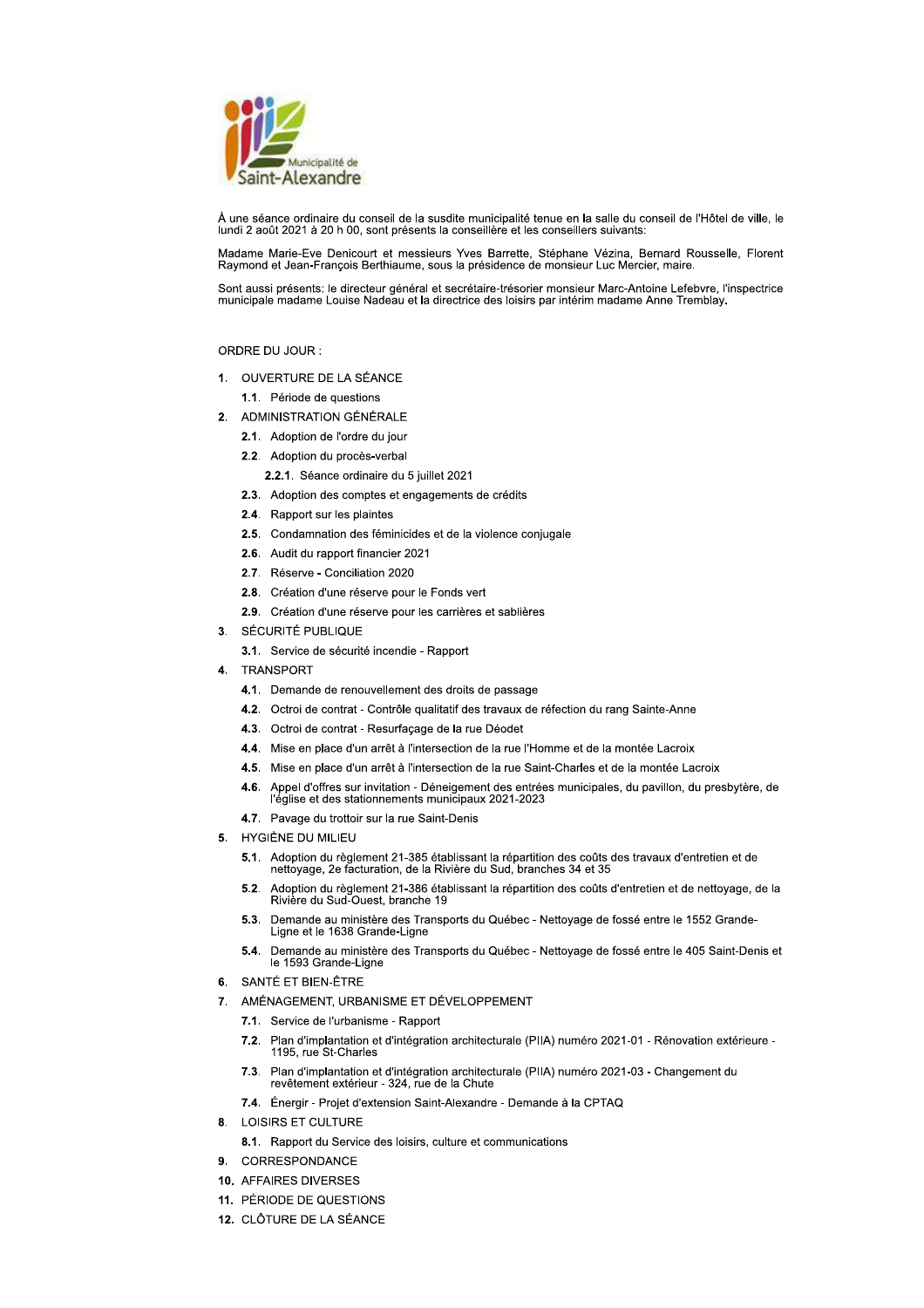Municipalité de Saint-Alexandre

À une séance ordinaire du conseil de la susdite municipalité tenue en la salle du conseil de l'Hôtel de ville, le lundi 2 août 2021 à 20 h 00, sont présents la conseillère et les conseillers suivants:

Madame Marie-Eve Denicourt et messieurs Yves Barrette, Stéphane Vézina, Bernard Rousselle, Florent Raymond et Jean-François Berthiaume, sous la présidence de monsieur Luc Mercier, maire.

Sont aussi présents: le directeur général et secrétaire-trésorier monsieur Marc-Antoine Lefebvre, l'inspectrice municipale madame Louise Nadeau et la directrice des loisirs par intérim madame Anne Tremblay.

ORDRE DU JOUR :

1. OUVERTURE DE LA SÉANCE
   - 1.1. Période de questions
2. ADMINISTRATION GÉNÉRALE
   - 2.1. Adoption de l'ordre du jour
   - 2.2. Adoption du procès-verbal
     - 2.2.1. Séance ordinaire du 5 juillet 2021
   - 2.3. Adoption des comptes et engagements de crédits
   - 2.4. Rapport sur les plaintes
   - 2.5. Condamnation des féminicides et de la violence conjugale
   - 2.6. Audit du rapport financier 2021
   - 2.7. Réserve - Conciliation 2020
   - 2.8. Création d'une réserve pour le Fonds vert
   - 2.9. Création d'une réserve pour les carrières et sablières
3. SÉCURITÉ PUBLIQUE
   - 3.1. Service de sécurité incendie - Rapport
4. TRANSPORT
   - 4.1. Demande de renouvellement des droits de passage
   - 4.2. Octroi de contrat - Contrôle qualitatif des travaux de réfection du rang Sainte-Anne
   - 4.3. Octroi de contrat - Resurfaçage de la rue Déodet
   - 4.4. Mise en place d'un arrêt à l'intersection de la rue l'Homme et de la montée Lacroix
   - 4.5. Mise en place d'un arrêt à l'intersection de la rue Saint-Charles et de la montée Lacroix
   - 4.6. Appel d'offres sur invitation - Déneigement des entrées municipales, du pavillon, du presbytère, de l'église et des stationnements municipaux 2021-2023
   - 4.7. Pavage du trottoir sur la rue Saint-Denis
5. HYGIÈNE DU MILIEU
   - 5.1. Adoption du règlement 21-385 établissant la répartition des coûts des travaux d'entretien et de nettoyage, 2e facturation, de la Rivière du Sud, branches 34 et 35
   - 5.2. Adoption du règlement 21-386 établissant la répartition des coûts d'entretien et de nettoyage, de la Rivière du Sud-Ouest, branche 19
   - 5.3. Demande au ministère des Transports du Québec - Nettoyage de fossé entre le 1552 Grande-Ligne et le 1638 Grande-Ligne
   - 5.4. Demande au ministère des Transports du Québec - Nettoyage de fossé entre le 405 Saint-Denis et le 1593 Grande-Ligne
6. SANTÉ ET BIEN-ÊTRE
7. AMÉNAGEMENT, URBANISME ET DÉVELOPPEMENT
   - 7.1. Service de l'urbanisme - Rapport
   - 7.2. Plan d'implantation et d'intégration architecturale (PIIA) numéro 2021-01 - Rénovation extérieure - 1195, rue St-Charles
   - 7.3. Plan d'implantation et d'intégration architecturale (PIIA) numéro 2021-03 - Changement du revêtement extérieur - 324, rue de la Chute
   - 7.4. Énergir - Projet d'extension Saint-Alexandre - Demande à la CPTAQ
8. LOISIRS ET CULTURE
   - 8.1. Rapport du Service des loisirs, culture et communications
9. CORRESPONDANCE
10. AFFAIRES DIVERSES
11. PÉRIODE DE QUESTIONS
12. CLÔTURE DE LA SÉANCE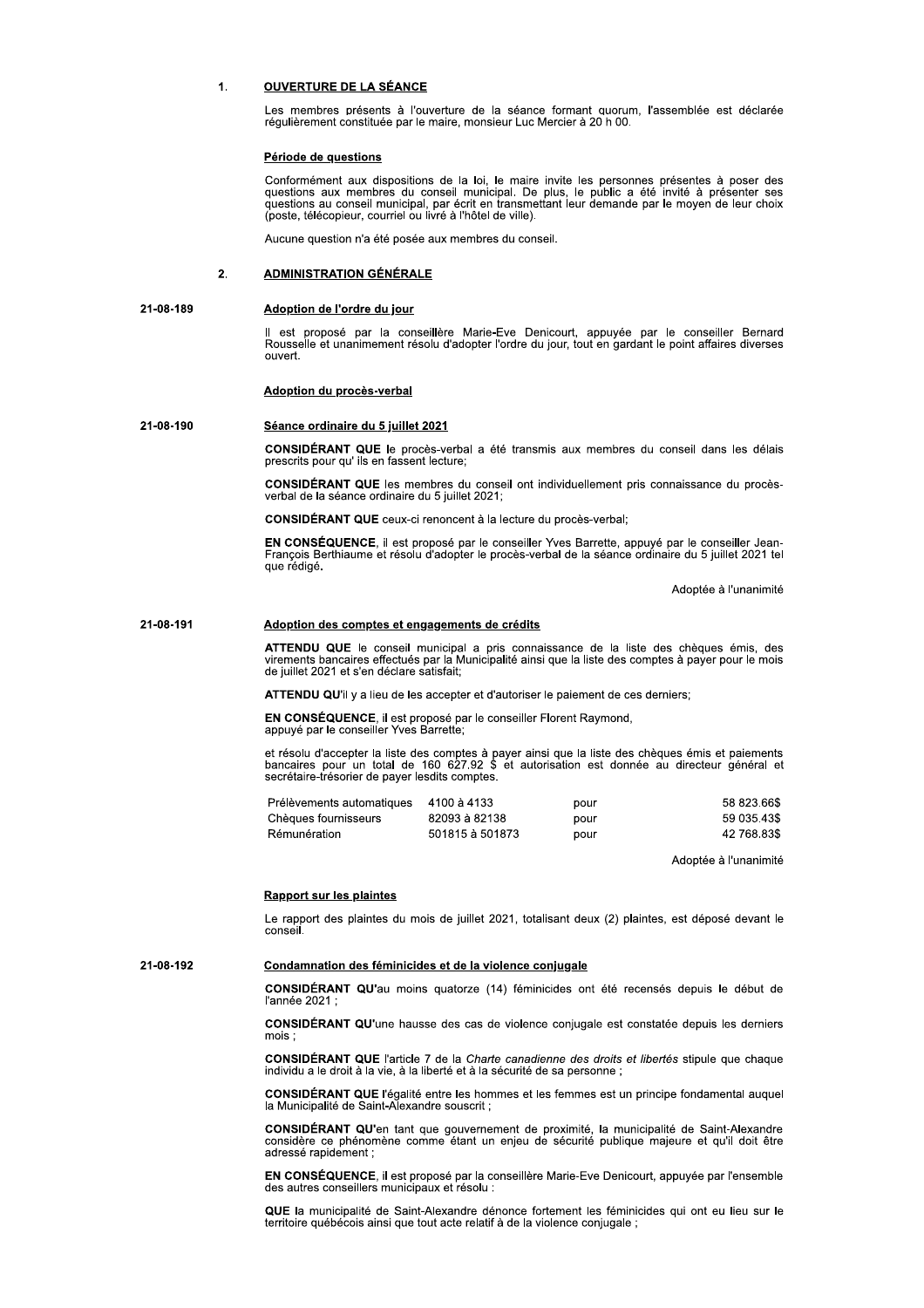## 1. OUVERTURE DE LA SÉANCE

Les membres présents à l'ouverture de la séance formant quorum, l'assemblée est déclarée régulièrement constituée par le maire, monsieur Luc Mercier à 20 h 00.

### Période de questions

Conformément aux dispositions de la loi, le maire invite les personnes présentes à poser des questions aux membres du conseil municipal. De plus, le public a été invité à présenter ses questions au conseil municipal, par écrit en transmettant leur demande par le moyen de leur choix (poste, télécopieur, courriel ou livré à l'hôtel de ville).

Aucune question n'a été posée aux membres du conseil.

## 2. ADMINISTRATION GÉNÉRALE

**21-08-189**

### Adoption de l'ordre du jour

Il est proposé par la conseillère Marie-Eve Denicourt, appuyée par le conseiller Bernard Rousselle et unanimement résolu d'adopter l'ordre du jour, tout en gardant le point affaires diverses ouvert.

### Adoption du procès-verbal

**21-08-190**

### Séance ordinaire du 5 juillet 2021

**CONSIDÉRANT QUE** le procès-verbal a été transmis aux membres du conseil dans les délais prescrits pour qu' ils en fassent lecture;

**CONSIDÉRANT QUE** les membres du conseil ont individuellement pris connaissance du procès-verbal de la séance ordinaire du 5 juillet 2021;

**CONSIDÉRANT QUE** ceux-ci renoncent à la lecture du procès-verbal;

**EN CONSÉQUENCE**, il est proposé par le conseiller Yves Barrette, appuyé par le conseiller Jean-François Berthiaume et résolu d'adopter le procès-verbal de la séance ordinaire du 5 juillet 2021 tel que rédigé.

Adoptée à l'unanimité

**21-08-191**

### Adoption des comptes et engagements de crédits

**ATTENDU QUE** le conseil municipal a pris connaissance de la liste des chèques émis, des virements bancaires effectués par la Municipalité ainsi que la liste des comptes à payer pour le mois de juillet 2021 et s'en déclare satisfait;

**ATTENDU QU'**il y a lieu de les accepter et d'autoriser le paiement de ces derniers;

**EN CONSÉQUENCE**, il est proposé par le conseiller Florent Raymond, appuyé par le conseiller Yves Barrette;

et résolu d'accepter la liste des comptes à payer ainsi que la liste des chèques émis et paiements bancaires pour un total de 160 627.92 $ et autorisation est donnée au directeur général et secrétaire-trésorier de payer lesdits comptes.

| | | | |
|---|---|---|---|
| Prélèvements automatiques | 4100 à 4133 | pour | 58 823.66$ |
| Chèques fournisseurs | 82093 à 82138 | pour | 59 035.43$ |
| Rémunération | 501815 à 501873 | pour | 42 768.83$ |

Adoptée à l'unanimité

### Rapport sur les plaintes

Le rapport des plaintes du mois de juillet 2021, totalisant deux (2) plaintes, est déposé devant le conseil.

**21-08-192**

### Condamnation des féminicides et de la violence conjugale

**CONSIDÉRANT QU'**au moins quatorze (14) féminicides ont été recensés depuis le début de l'année 2021 ;

**CONSIDÉRANT QU'**une hausse des cas de violence conjugale est constatée depuis les derniers mois ;

**CONSIDÉRANT QUE** l'article 7 de la *Charte canadienne des droits et libertés* stipule que chaque individu a le droit à la vie, à la liberté et à la sécurité de sa personne ;

**CONSIDÉRANT QUE** l'égalité entre les hommes et les femmes est un principe fondamental auquel la Municipalité de Saint-Alexandre souscrit ;

**CONSIDÉRANT QU'**en tant que gouvernement de proximité, la municipalité de Saint-Alexandre considère ce phénomène comme étant un enjeu de sécurité publique majeure et qu'il doit être adressé rapidement ;

**EN CONSÉQUENCE**, il est proposé par la conseillère Marie-Eve Denicourt, appuyée par l'ensemble des autres conseillers municipaux et résolu :

**QUE** la municipalité de Saint-Alexandre dénonce fortement les féminicides qui ont eu lieu sur le territoire québécois ainsi que tout acte relatif à de la violence conjugale ;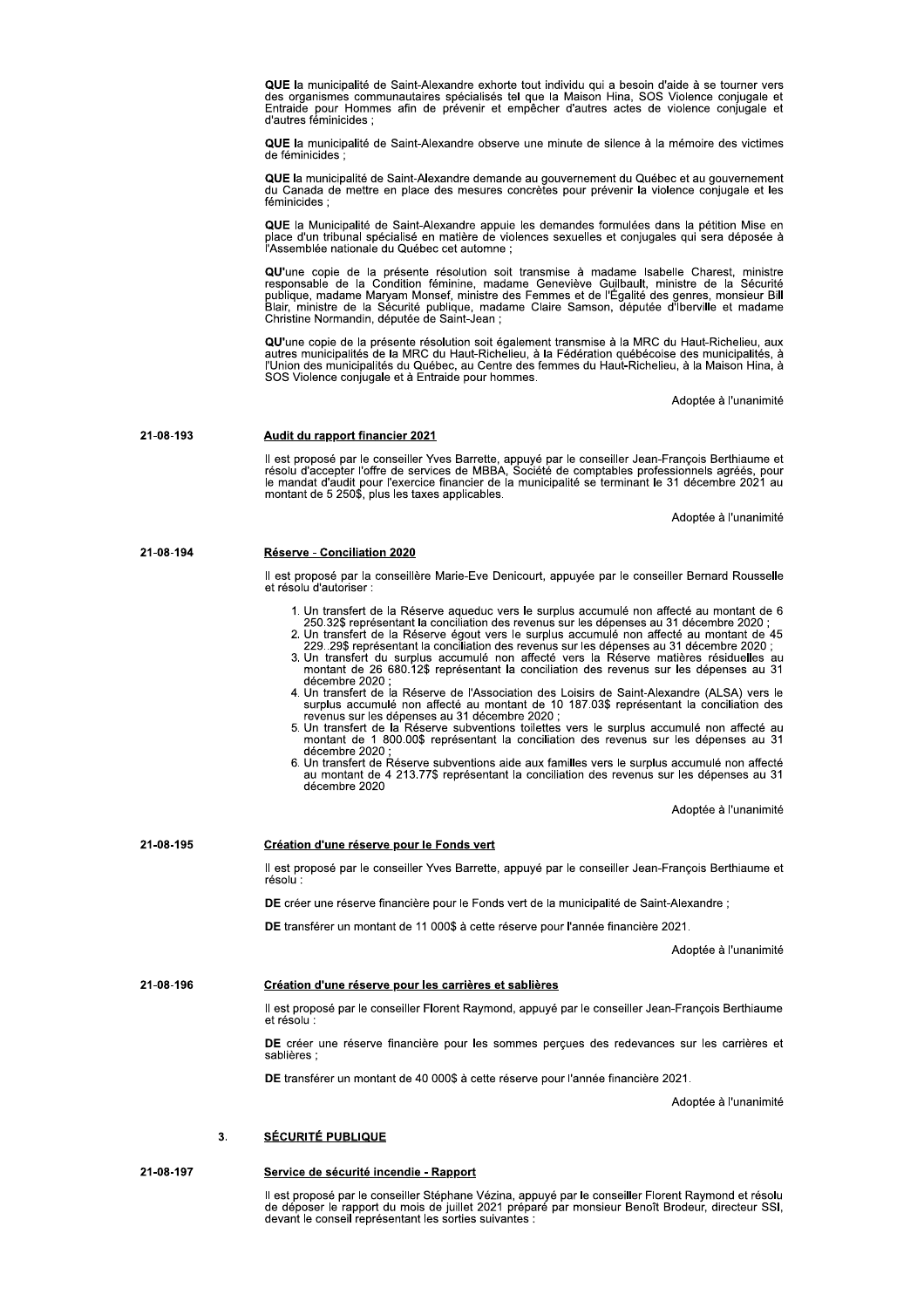**QUE** la municipalité de Saint-Alexandre exhorte tout individu qui a besoin d'aide à se tourner vers des organismes communautaires spécialisés tel que la Maison Hina, SOS Violence conjugale et Entraide pour Hommes afin de prévenir et empêcher d'autres actes de violence conjugale et d'autres féminicides ;

**QUE** la municipalité de Saint-Alexandre observe une minute de silence à la mémoire des victimes de féminicides ;

**QUE** la municipalité de Saint-Alexandre demande au gouvernement du Québec et au gouvernement du Canada de mettre en place des mesures concrètes pour prévenir la violence conjugale et les féminicides ;

**QUE** la Municipalité de Saint-Alexandre appuie les demandes formulées dans la pétition Mise en place d'un tribunal spécialisé en matière de violences sexuelles et conjugales qui sera déposée à l'Assemblée nationale du Québec cet automne ;

**QU'**une copie de la présente résolution soit transmise à madame Isabelle Charest, ministre responsable de la Condition féminine, madame Geneviève Guilbault, ministre de la Sécurité publique, madame Maryam Monsef, ministre des Femmes et de l'Égalité des genres, monsieur Bill Blair, ministre de la Sécurité publique, madame Claire Samson, députée d'Iberville et madame Christine Normandin, députée de Saint-Jean ;

**QU'**une copie de la présente résolution soit également transmise à la MRC du Haut-Richelieu, aux autres municipalités de la MRC du Haut-Richelieu, à la Fédération québécoise des municipalités, à l'Union des municipalités du Québec, au Centre des femmes du Haut-Richelieu, à la Maison Hina, à SOS Violence conjugale et à Entraide pour hommes.

Adoptée à l'unanimité

**21-08-193** **Audit du rapport financier 2021**

Il est proposé par le conseiller Yves Barrette, appuyé par le conseiller Jean-François Berthiaume et résolu d'accepter l'offre de services de MBBA, Société de comptables professionnels agréés, pour le mandat d'audit pour l'exercice financier de la municipalité se terminant le 31 décembre 2021 au montant de 5 250$, plus les taxes applicables.

Adoptée à l'unanimité

**21-08-194** **Réserve - Conciliation 2020**

Il est proposé par la conseillère Marie-Eve Denicourt, appuyée par le conseiller Bernard Rousselle et résolu d'autoriser :

1. Un transfert de la Réserve aqueduc vers le surplus accumulé non affecté au montant de 6 250.32$ représentant la conciliation des revenus sur les dépenses au 31 décembre 2020 ;
2. Un transfert de la Réserve égout vers le surplus accumulé non affecté au montant de 45 229. 29$ représentant la conciliation des revenus sur les dépenses au 31 décembre 2020 ;
3. Un transfert du surplus accumulé non affecté vers la Réserve matières résiduelles au montant de 26 680.12$ représentant la conciliation des revenus sur les dépenses au 31 décembre 2020 ;
4. Un transfert de la Réserve de l'Association des Loisirs de Saint-Alexandre (ALSA) vers le surplus accumulé non affecté au montant de 10 187.03$ représentant la conciliation des revenus sur les dépenses au 31 décembre 2020 ;
5. Un transfert de la Réserve subventions toilettes vers le surplus accumulé non affecté au montant de 1 800.00$ représentant la conciliation des revenus sur les dépenses au 31 décembre 2020 ;
6. Un transfert de Réserve subventions aide aux familles vers le surplus accumulé non affecté au montant de 4 213.77$ représentant la conciliation des revenus sur les dépenses au 31 décembre 2020

Adoptée à l'unanimité

**21-08-195** **Création d'une réserve pour le Fonds vert**

Il est proposé par le conseiller Yves Barrette, appuyé par le conseiller Jean-François Berthiaume et résolu :

**DE** créer une réserve financière pour le Fonds vert de la municipalité de Saint-Alexandre ;

**DE** transférer un montant de 11 000$ à cette réserve pour l'année financière 2021.

Adoptée à l'unanimité

**21-08-196** **Création d'une réserve pour les carrières et sablières**

Il est proposé par le conseiller Florent Raymond, appuyé par le conseiller Jean-François Berthiaume et résolu :

**DE** créer une réserve financière pour les sommes perçues des redevances sur les carrières et sablières ;

**DE** transférer un montant de 40 000$ à cette réserve pour l'année financière 2021.

Adoptée à l'unanimité

## 3. SÉCURITÉ PUBLIQUE

**21-08-197** **Service de sécurité incendie - Rapport**

Il est proposé par le conseiller Stéphane Vézina, appuyé par le conseiller Florent Raymond et résolu de déposer le rapport du mois de juillet 2021 préparé par monsieur Benoît Brodeur, directeur SSI, devant le conseil représentant les sorties suivantes :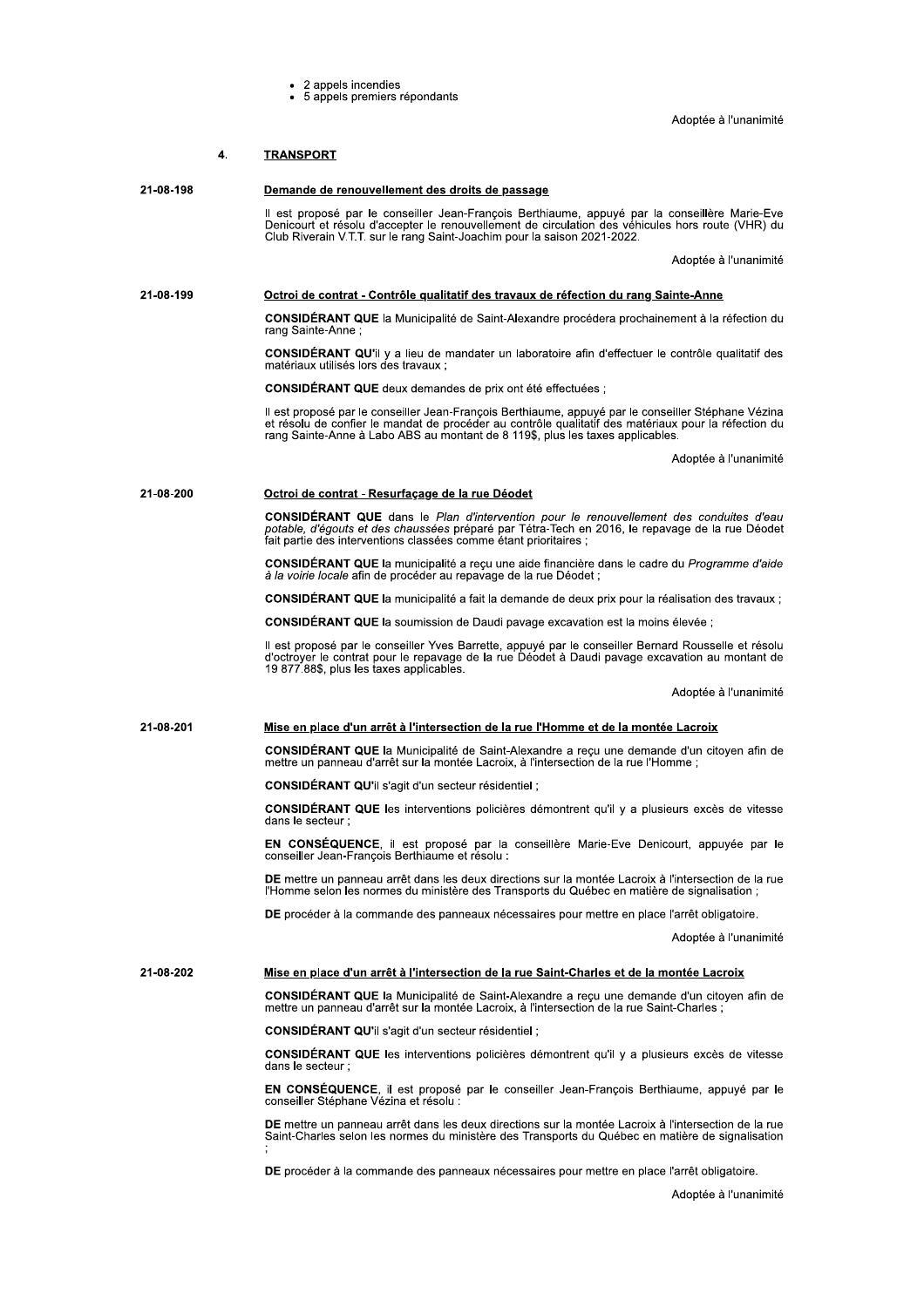- 2 appels incendies
- 5 appels premiers répondants

Adoptée à l'unanimité

## 4. TRANSPORT

**21-08-198**

### Demande de renouvellement des droits de passage

Il est proposé par le conseiller Jean-François Berthiaume, appuyé par la conseillère Marie-Eve Denicourt et résolu d'accepter le renouvellement de circulation des véhicules hors route (VHR) du Club Riverain V.T.T. sur le rang Saint-Joachim pour la saison 2021-2022.

Adoptée à l'unanimité

**21-08-199**

### Octroi de contrat - Contrôle qualitatif des travaux de réfection du rang Sainte-Anne

**CONSIDÉRANT QUE** la Municipalité de Saint-Alexandre procédera prochainement à la réfection du rang Sainte-Anne ;

**CONSIDÉRANT QU'**il y a lieu de mandater un laboratoire afin d'effectuer le contrôle qualitatif des matériaux utilisés lors des travaux ;

**CONSIDÉRANT QUE** deux demandes de prix ont été effectuées ;

Il est proposé par le conseiller Jean-François Berthiaume, appuyé par le conseiller Stéphane Vézina et résolu de confier le mandat de procéder au contrôle qualitatif des matériaux pour la réfection du rang Sainte-Anne à Labo ABS au montant de 8 119$, plus les taxes applicables.

Adoptée à l'unanimité

**21-08-200**

### Octroi de contrat - Resurfaçage de la rue Déodet

**CONSIDÉRANT QUE** dans le *Plan d'intervention pour le renouvellement des conduites d'eau potable, d'égouts et des chaussées* préparé par Tétra-Tech en 2016, le repavage de la rue Déodet fait partie des interventions classées comme étant prioritaires ;

**CONSIDÉRANT QUE** la municipalité a reçu une aide financière dans le cadre du *Programme d'aide à la voirie locale* afin de procéder au repavage de la rue Déodet ;

**CONSIDÉRANT QUE** la municipalité a fait la demande de deux prix pour la réalisation des travaux ;

**CONSIDÉRANT QUE** la soumission de Daudi pavage excavation est la moins élevée ;

Il est proposé par le conseiller Yves Barrette, appuyé par le conseiller Bernard Rousselle et résolu d'octroyer le contrat pour le repavage de la rue Déodet à Daudi pavage excavation au montant de 19 877.88$, plus les taxes applicables.

Adoptée à l'unanimité

**21-08-201**

### Mise en place d'un arrêt à l'intersection de la rue l'Homme et de la montée Lacroix

**CONSIDÉRANT QUE** la Municipalité de Saint-Alexandre a reçu une demande d'un citoyen afin de mettre un panneau d'arrêt sur la montée Lacroix, à l'intersection de la rue l'Homme ;

**CONSIDÉRANT QU'**il s'agit d'un secteur résidentiel ;

**CONSIDÉRANT QUE** les interventions policières démontrent qu'il y a plusieurs excès de vitesse dans le secteur ;

**EN CONSÉQUENCE**, il est proposé par la conseillère Marie-Eve Denicourt, appuyée par le conseiller Jean-François Berthiaume et résolu :

**DE** mettre un panneau arrêt dans les deux directions sur la montée Lacroix à l'intersection de la rue l'Homme selon les normes du ministère des Transports du Québec en matière de signalisation ;

**DE** procéder à la commande des panneaux nécessaires pour mettre en place l'arrêt obligatoire.

Adoptée à l'unanimité

**21-08-202**

### Mise en place d'un arrêt à l'intersection de la rue Saint-Charles et de la montée Lacroix

**CONSIDÉRANT QUE** la Municipalité de Saint-Alexandre a reçu une demande d'un citoyen afin de mettre un panneau d'arrêt sur la montée Lacroix, à l'intersection de la rue Saint-Charles ;

**CONSIDÉRANT QU'**il s'agit d'un secteur résidentiel ;

**CONSIDÉRANT QUE** les interventions policières démontrent qu'il y a plusieurs excès de vitesse dans le secteur ;

**EN CONSÉQUENCE**, il est proposé par le conseiller Jean-François Berthiaume, appuyé par le conseiller Stéphane Vézina et résolu :

**DE** mettre un panneau arrêt dans les deux directions sur la montée Lacroix à l'intersection de la rue Saint-Charles selon les normes du ministère des Transports du Québec en matière de signalisation ;

**DE** procéder à la commande des panneaux nécessaires pour mettre en place l'arrêt obligatoire.

Adoptée à l'unanimité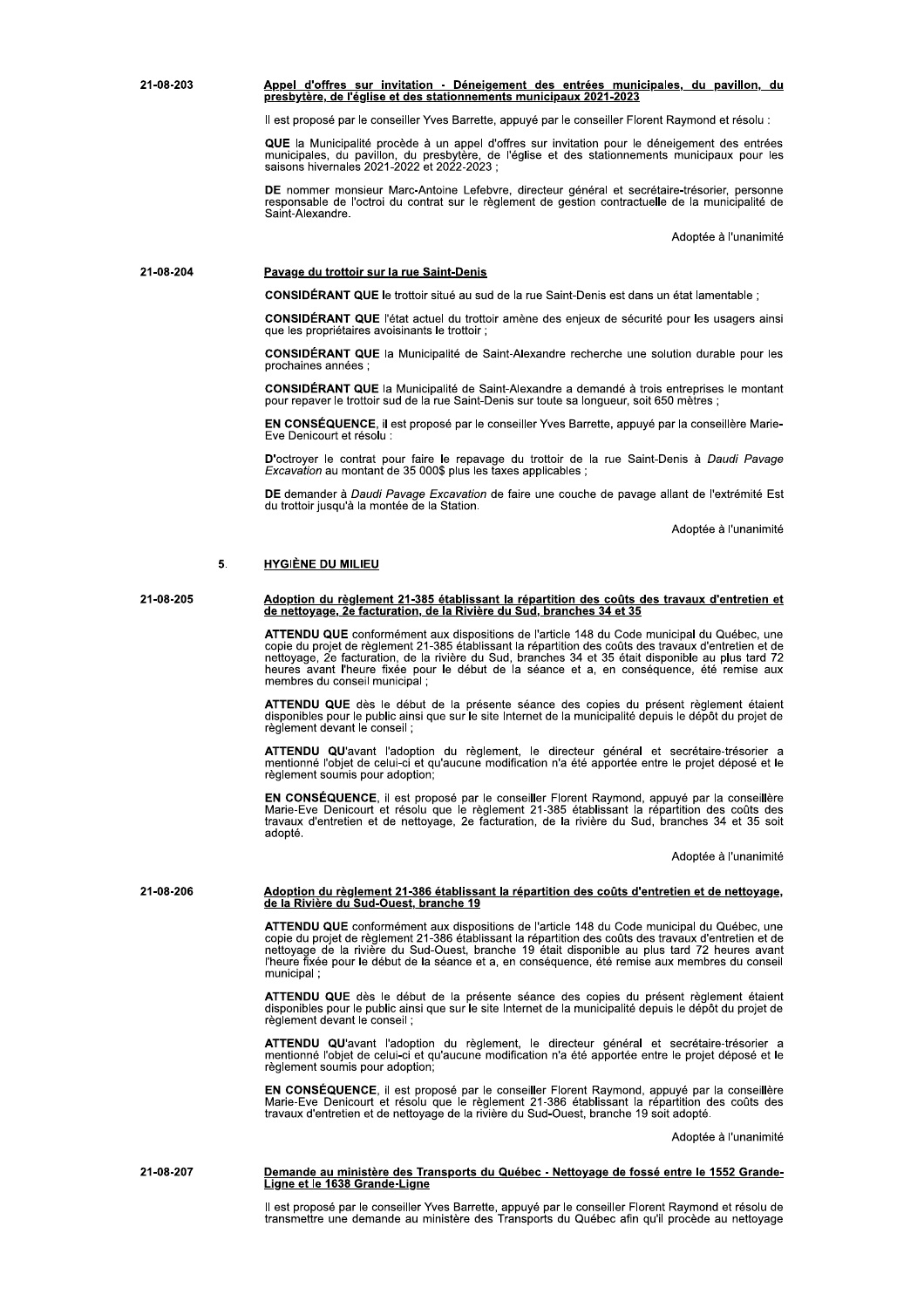**21-08-203** **Appel d'offres sur invitation - Déneigement des entrées municipales, du pavillon, du presbytère, de l'église et des stationnements municipaux 2021-2023**

Il est proposé par le conseiller Yves Barrette, appuyé par le conseiller Florent Raymond et résolu :

**QUE** la Municipalité procède à un appel d'offres sur invitation pour le déneigement des entrées municipales, du pavillon, du presbytère, de l'église et des stationnements municipaux pour les saisons hivernales 2021-2022 et 2022-2023 ;

**DE** nommer monsieur Marc-Antoine Lefebvre, directeur général et secrétaire-trésorier, personne responsable de l'octroi du contrat sur le règlement de gestion contractuelle de la municipalité de Saint-Alexandre.

Adoptée à l'unanimité

**21-08-204** **Pavage du trottoir sur la rue Saint-Denis**

**CONSIDÉRANT QUE** le trottoir situé au sud de la rue Saint-Denis est dans un état lamentable ;

**CONSIDÉRANT QUE** l'état actuel du trottoir amène des enjeux de sécurité pour les usagers ainsi que les propriétaires avoisinants le trottoir ;

**CONSIDÉRANT QUE** la Municipalité de Saint-Alexandre recherche une solution durable pour les prochaines années ;

**CONSIDÉRANT QUE** la Municipalité de Saint-Alexandre a demandé à trois entreprises le montant pour repaver le trottoir sud de la rue Saint-Denis sur toute sa longueur, soit 650 mètres ;

**EN CONSÉQUENCE**, il est proposé par le conseiller Yves Barrette, appuyé par la conseillère Marie-Eve Denicourt et résolu :

**D'**octroyer le contrat pour faire le repavage du trottoir de la rue Saint-Denis à *Daudi Pavage Excavation* au montant de 35 000$ plus les taxes applicables ;

**DE** demander à *Daudi Pavage Excavation* de faire une couche de pavage allant de l'extrémité Est du trottoir jusqu'à la montée de la Station.

Adoptée à l'unanimité

## 5. HYGIÈNE DU MILIEU

**21-08-205** **Adoption du règlement 21-385 établissant la répartition des coûts des travaux d'entretien et de nettoyage, 2e facturation, de la Rivière du Sud, branches 34 et 35**

**ATTENDU QUE** conformément aux dispositions de l'article 148 du Code municipal du Québec, une copie du projet de règlement 21-385 établissant la répartition des coûts des travaux d'entretien et de nettoyage, 2e facturation, de la rivière du Sud, branches 34 et 35 était disponible au plus tard 72 heures avant l'heure fixée pour le début de la séance et a, en conséquence, été remise aux membres du conseil municipal ;

**ATTENDU QUE** dès le début de la présente séance des copies du présent règlement étaient disponibles pour le public ainsi que sur le site Internet de la municipalité depuis le dépôt du projet de règlement devant le conseil ;

**ATTENDU QU'**avant l'adoption du règlement, le directeur général et secrétaire-trésorier a mentionné l'objet de celui-ci et qu'aucune modification n'a été apportée entre le projet déposé et le règlement soumis pour adoption;

**EN CONSÉQUENCE**, il est proposé par le conseiller Florent Raymond, appuyé par la conseillère Marie-Eve Denicourt et résolu que le règlement 21-385 établissant la répartition des coûts des travaux d'entretien et de nettoyage, 2e facturation, de la rivière du Sud, branches 34 et 35 soit adopté.

Adoptée à l'unanimité

**21-08-206** **Adoption du règlement 21-386 établissant la répartition des coûts d'entretien et de nettoyage, de la Rivière du Sud-Ouest, branche 19**

**ATTENDU QUE** conformément aux dispositions de l'article 148 du Code municipal du Québec, une copie du projet de règlement 21-386 établissant la répartition des coûts des travaux d'entretien et de nettoyage de la rivière du Sud-Ouest, branche 19 était disponible au plus tard 72 heures avant l'heure fixée pour le début de la séance et a, en conséquence, été remise aux membres du conseil municipal ;

**ATTENDU QUE** dès le début de la présente séance des copies du présent règlement étaient disponibles pour le public ainsi que sur le site Internet de la municipalité depuis le dépôt du projet de règlement devant le conseil ;

**ATTENDU QU'**avant l'adoption du règlement, le directeur général et secrétaire-trésorier a mentionné l'objet de celui-ci et qu'aucune modification n'a été apportée entre le projet déposé et le règlement soumis pour adoption;

**EN CONSÉQUENCE**, il est proposé par le conseiller Florent Raymond, appuyé par la conseillère Marie-Eve Denicourt et résolu que le règlement 21-386 établissant la répartition des coûts des travaux d'entretien et de nettoyage de la rivière du Sud-Ouest, branche 19 soit adopté.

Adoptée à l'unanimité

**21-08-207** **Demande au ministère des Transports du Québec - Nettoyage de fossé entre le 1552 Grande-Ligne et le 1638 Grande-Ligne**

Il est proposé par le conseiller Yves Barrette, appuyé par le conseiller Florent Raymond et résolu de transmettre une demande au ministère des Transports du Québec afin qu'il procède au nettoyage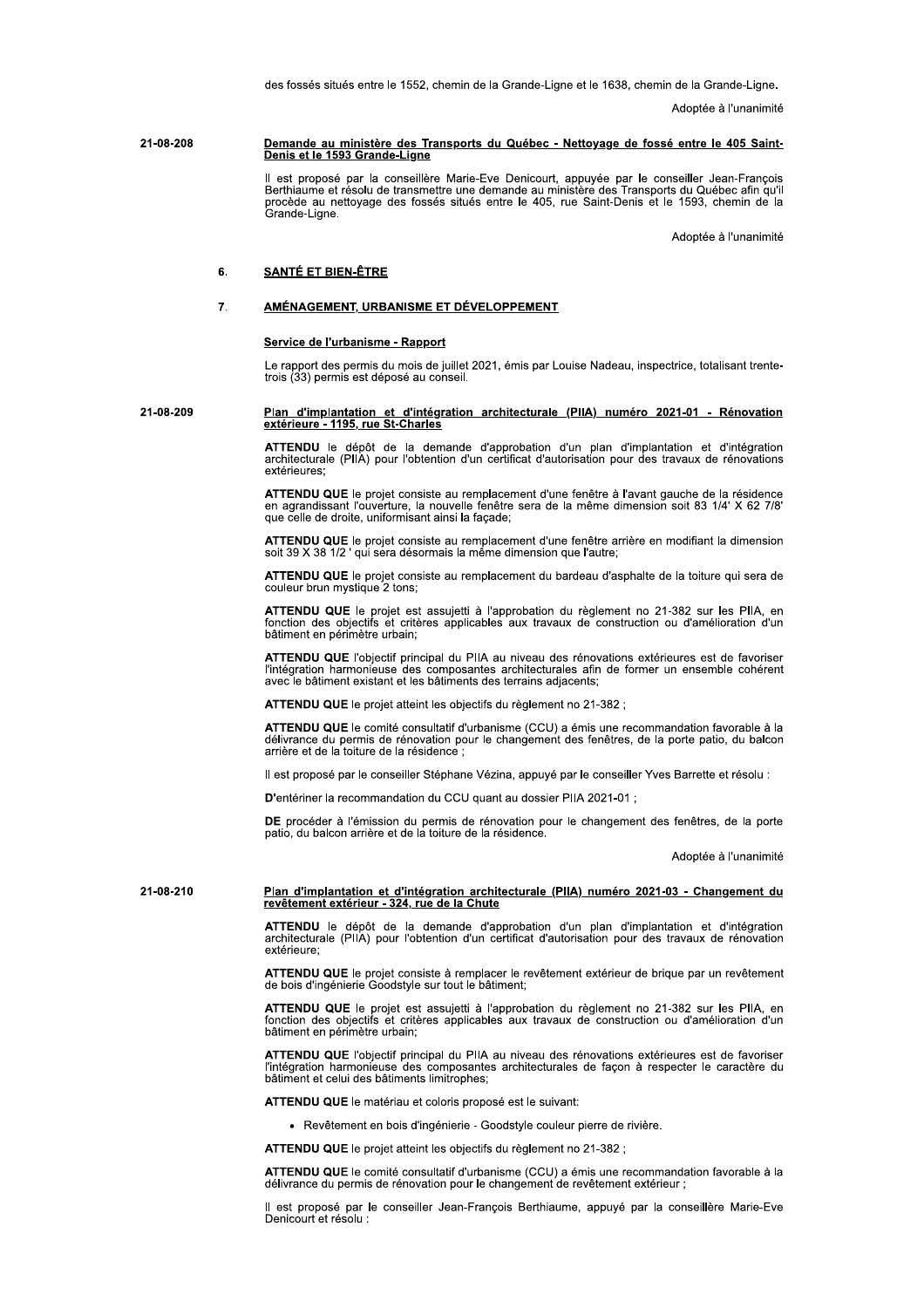des fossés situés entre le 1552, chemin de la Grande-Ligne et le 1638, chemin de la Grande-Ligne.

Adoptée à l'unanimité

21-08-208

**Demande au ministère des Transports du Québec - Nettoyage de fossé entre le 405 Saint-Denis et le 1593 Grande-Ligne**

Il est proposé par la conseillère Marie-Eve Denicourt, appuyée par le conseiller Jean-François Berthiaume et résolu de transmettre une demande au ministère des Transports du Québec afin qu'il procède au nettoyage des fossés situés entre le 405, rue Saint-Denis et le 1593, chemin de la Grande-Ligne.

Adoptée à l'unanimité

## 6. SANTÉ ET BIEN-ÊTRE

## 7. AMÉNAGEMENT, URBANISME ET DÉVELOPPEMENT

**Service de l'urbanisme - Rapport**

Le rapport des permis du mois de juillet 2021, émis par Louise Nadeau, inspectrice, totalisant trente-trois (33) permis est déposé au conseil.

21-08-209

**Plan d'implantation et d'intégration architecturale (PIIA) numéro 2021-01 - Rénovation extérieure - 1195, rue St-Charles**

**ATTENDU** le dépôt de la demande d'approbation d'un plan d'implantation et d'intégration architecturale (PIIA) pour l'obtention d'un certificat d'autorisation pour des travaux de rénovations extérieures;

**ATTENDU QUE** le projet consiste au remplacement d'une fenêtre à l'avant gauche de la résidence en agrandissant l'ouverture, la nouvelle fenêtre sera de la même dimension soit 83 1/4' X 62 7/8' que celle de droite, uniformisant ainsi la façade;

**ATTENDU QUE** le projet consiste au remplacement d'une fenêtre arrière en modifiant la dimension soit 39 X 38 1/2 ' qui sera désormais la même dimension que l'autre;

**ATTENDU QUE** le projet consiste au remplacement du bardeau d'asphalte de la toiture qui sera de couleur brun mystique 2 tons;

**ATTENDU QUE** le projet est assujetti à l'approbation du règlement no 21-382 sur les PIIA, en fonction des objectifs et critères applicables aux travaux de construction ou d'amélioration d'un bâtiment en périmètre urbain;

**ATTENDU QUE** l'objectif principal du PIIA au niveau des rénovations extérieures est de favoriser l'intégration harmonieuse des composantes architecturales afin de former un ensemble cohérent avec le bâtiment existant et les bâtiments des terrains adjacents;

**ATTENDU QUE** le projet atteint les objectifs du règlement no 21-382 ;

**ATTENDU QUE** le comité consultatif d'urbanisme (CCU) a émis une recommandation favorable à la délivrance du permis de rénovation pour le changement des fenêtres, de la porte patio, du balcon arrière et de la toiture de la résidence ;

Il est proposé par le conseiller Stéphane Vézina, appuyé par le conseiller Yves Barrette et résolu :

**D'**entériner la recommandation du CCU quant au dossier PIIA 2021-01 ;

**DE** procéder à l'émission du permis de rénovation pour le changement des fenêtres, de la porte patio, du balcon arrière et de la toiture de la résidence.

Adoptée à l'unanimité

21-08-210

**Plan d'implantation et d'intégration architecturale (PIIA) numéro 2021-03 - Changement du revêtement extérieur - 324, rue de la Chute**

**ATTENDU** le dépôt de la demande d'approbation d'un plan d'implantation et d'intégration architecturale (PIIA) pour l'obtention d'un certificat d'autorisation pour des travaux de rénovation extérieure;

**ATTENDU QUE** le projet consiste à remplacer le revêtement extérieur de brique par un revêtement de bois d'ingénierie Goodstyle sur tout le bâtiment;

**ATTENDU QUE** le projet est assujetti à l'approbation du règlement no 21-382 sur les PIIA, en fonction des objectifs et critères applicables aux travaux de construction ou d'amélioration d'un bâtiment en périmètre urbain;

**ATTENDU QUE** l'objectif principal du PIIA au niveau des rénovations extérieures est de favoriser l'intégration harmonieuse des composantes architecturales de façon à respecter le caractère du bâtiment et celui des bâtiments limitrophes;

**ATTENDU QUE** le matériau et coloris proposé est le suivant:

- Revêtement en bois d'ingénierie - Goodstyle couleur pierre de rivière.

**ATTENDU QUE** le projet atteint les objectifs du règlement no 21-382 ;

**ATTENDU QUE** le comité consultatif d'urbanisme (CCU) a émis une recommandation favorable à la délivrance du permis de rénovation pour le changement de revêtement extérieur ;

Il est proposé par le conseiller Jean-François Berthiaume, appuyé par la conseillère Marie-Eve Denicourt et résolu :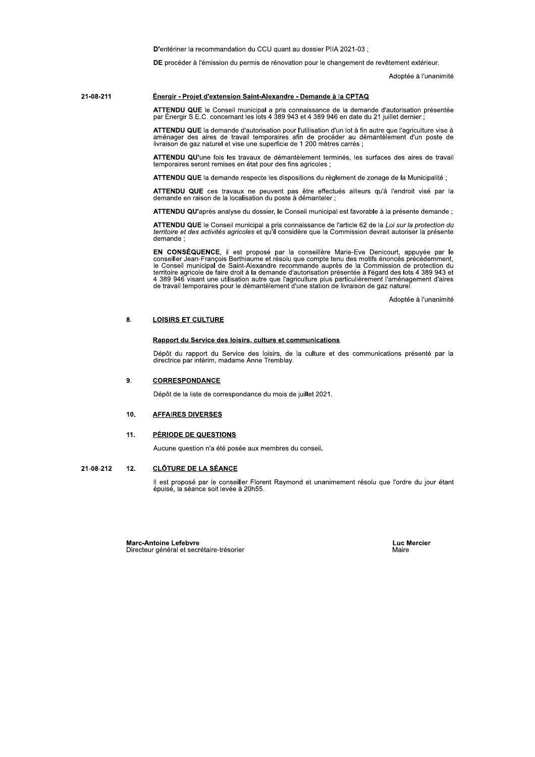**D**'entériner la recommandation du CCU quant au dossier PIIA 2021-03 ;

**DE** procéder à l'émission du permis de rénovation pour le changement de revêtement extérieur.

Adoptée à l'unanimité

21-08-211

**Énergir - Projet d'extension Saint-Alexandre - Demande à la CPTAQ**

**ATTENDU QUE** le Conseil municipal a pris connaissance de la demande d'autorisation présentée par Énergir S.E.C. concernant les lots 4 389 943 et 4 389 946 en date du 21 juillet dernier ;

**ATTENDU QUE** la demande d'autorisation pour l'utilisation d'un lot à fin autre que l'agriculture vise à aménager des aires de travail temporaires afin de procéder au démantèlement d'un poste de livraison de gaz naturel et vise une superficie de 1 200 mètres carrés ;

**ATTENDU QU'**une fois les travaux de démantèlement terminés, les surfaces des aires de travail temporaires seront remises en état pour des fins agricoles ;

**ATTENDU QUE** la demande respecte les dispositions du règlement de zonage de la Municipalité ;

**ATTENDU QUE** ces travaux ne peuvent pas être effectués ailleurs qu'à l'endroit visé par la demande en raison de la localisation du poste à démanteler ;

**ATTENDU QU'**après analyse du dossier, le Conseil municipal est favorable à la présente demande ;

**ATTENDU QUE** le Conseil municipal a pris connaissance de l'article 62 de la *Loi sur la protection du territoire et des activités agricoles* et qu'il considère que la Commission devrait autoriser la présente demande ;

**EN CONSÉQUENCE**, il est proposé par la conseillère Marie-Eve Denicourt, appuyée par le conseiller Jean-François Berthiaume et résolu que compte tenu des motifs énoncés précédemment, le Conseil municipal de Saint-Alexandre recommande auprès de la Commission de protection du territoire agricole de faire droit à la demande d'autorisation présentée à l'égard des lots 4 389 943 et 4 389 946 visant une utilisation autre que l'agriculture plus particulièrement l'aménagement d'aires de travail temporaires pour le démantèlement d'une station de livraison de gaz naturel.

Adoptée à l'unanimité

## 8. LOISIRS ET CULTURE

**Rapport du Service des loisirs, culture et communications**

Dépôt du rapport du Service des loisirs, de la culture et des communications présenté par la directrice par intérim, madame Anne Tremblay.

## 9. CORRESPONDANCE

Dépôt de la liste de correspondance du mois de juillet 2021.

## 10. AFFAIRES DIVERSES

## 11. PÉRIODE DE QUESTIONS

Aucune question n'a été posée aux membres du conseil.

21-08-212

## 12. CLÔTURE DE LA SÉANCE

Il est proposé par le conseiller Florent Raymond et unanimement résolu que l'ordre du jour étant épuisé, la séance soit levée à 20h55.

**Marc-Antoine Lefebvre**
Directeur général et secrétaire-trésorier

**Luc Mercier**
Maire